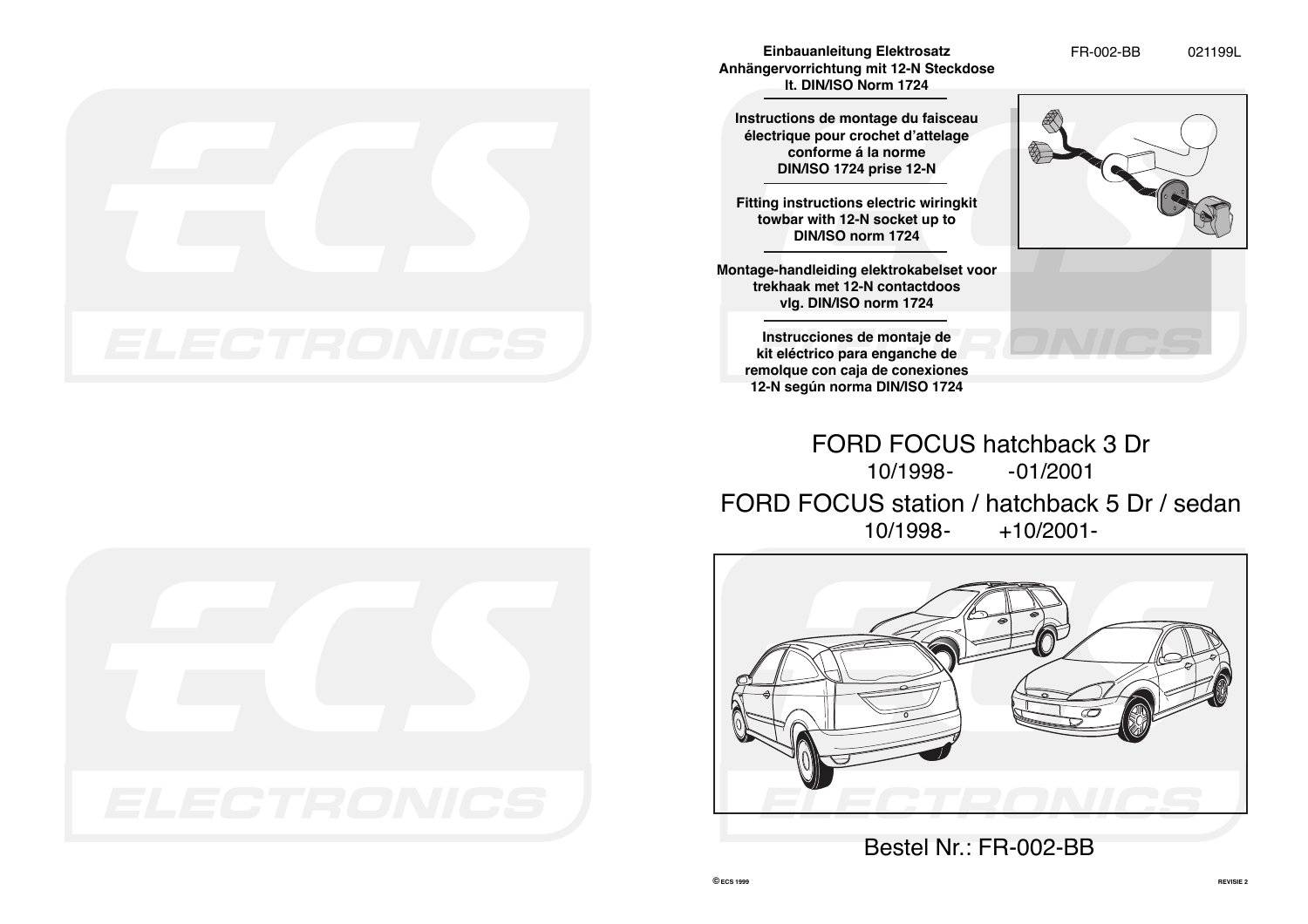FR-002-BB 021199L

**Einbauanleitung Elektrosatz**
**Anhängervorrichtung mit 12-N Steckdose**
**lt. DIN/ISO Norm 1724**

**Instructions de montage du faisceau**
**électrique pour crochet d'attelage**
**conforme á la norme**
**DIN/ISO 1724 prise 12-N**

**Fitting instructions electric wiringkit**
**towbar with 12-N socket up to**
**DIN/ISO norm 1724**

**Montage-handleiding elektrokabelset voor**
**trekhaak met 12-N contactdoos**
**vlg. DIN/ISO norm 1724**

**Instrucciones de montaje de**
**kit eléctrico para enganche de**
**remolque con caja de conexiones**
**12-N según norma DIN/ISO 1724**

# FORD FOCUS hatchback 3 Dr

10/1998- -01/2001

# FORD FOCUS station / hatchback 5 Dr / sedan

10/1998- +10/2001-

Bestel Nr.: FR-002-BB

©ECS 1999

REVISIE 2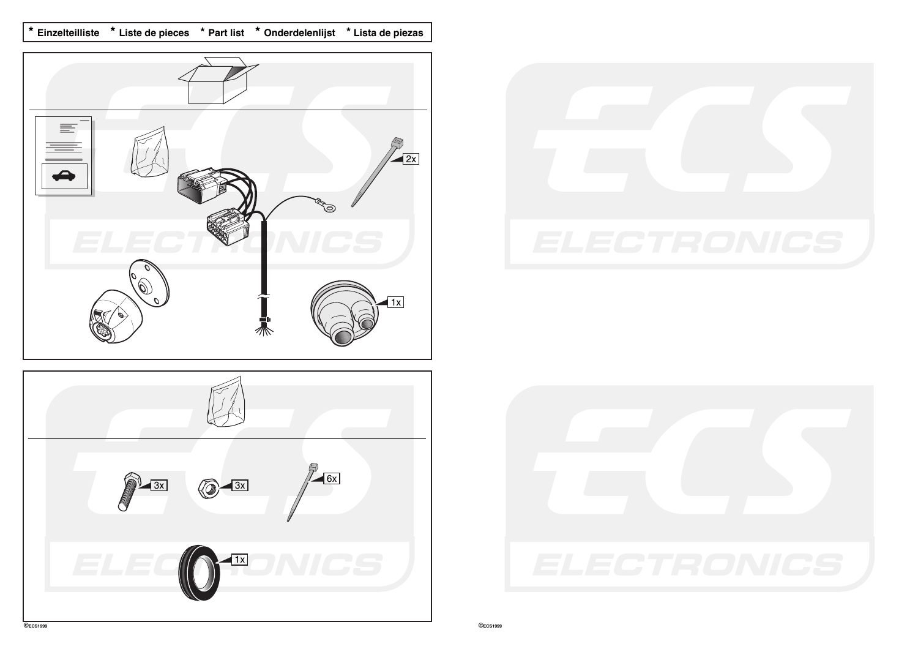**\* Einzelteilliste \* Liste de pieces \* Part list \* Onderdelenlijst \* Lista de piezas**

2x

1x

3x

3x

6x

1x

©ECS1999

©ECS1999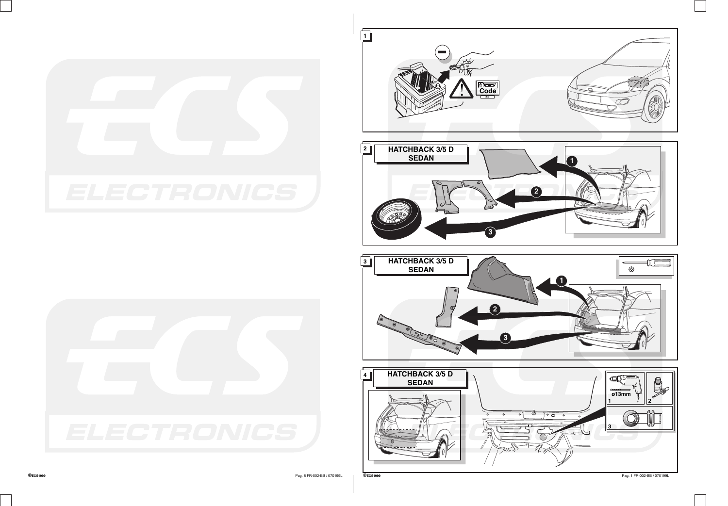**1**

Code

**2**

HATCHBACK 3/5 D
SEDAN

**3**

HATCHBACK 3/5 D
SEDAN

**4**

HATCHBACK 3/5 D
SEDAN

ø13mm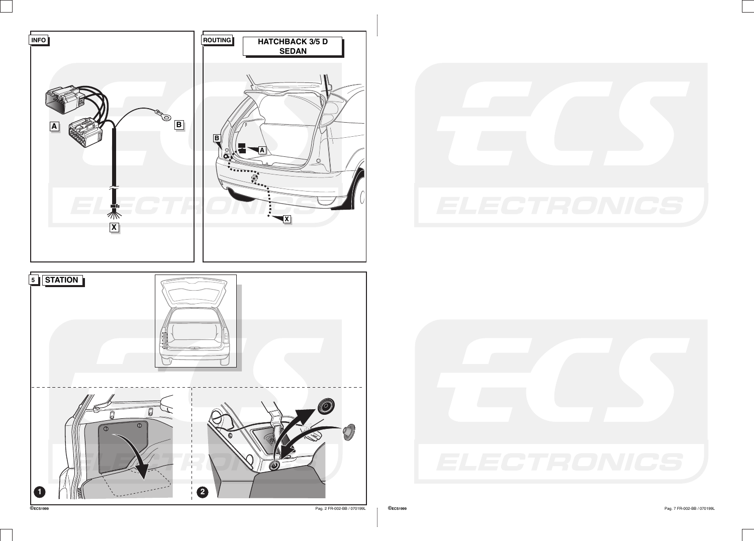**INFO**

A

B

X

**ROUTING**

**HATCHBACK 3/5 D**
**SEDAN**

B

A

X

**5** **STATION**

1

2

©ECS1999

©ECS1999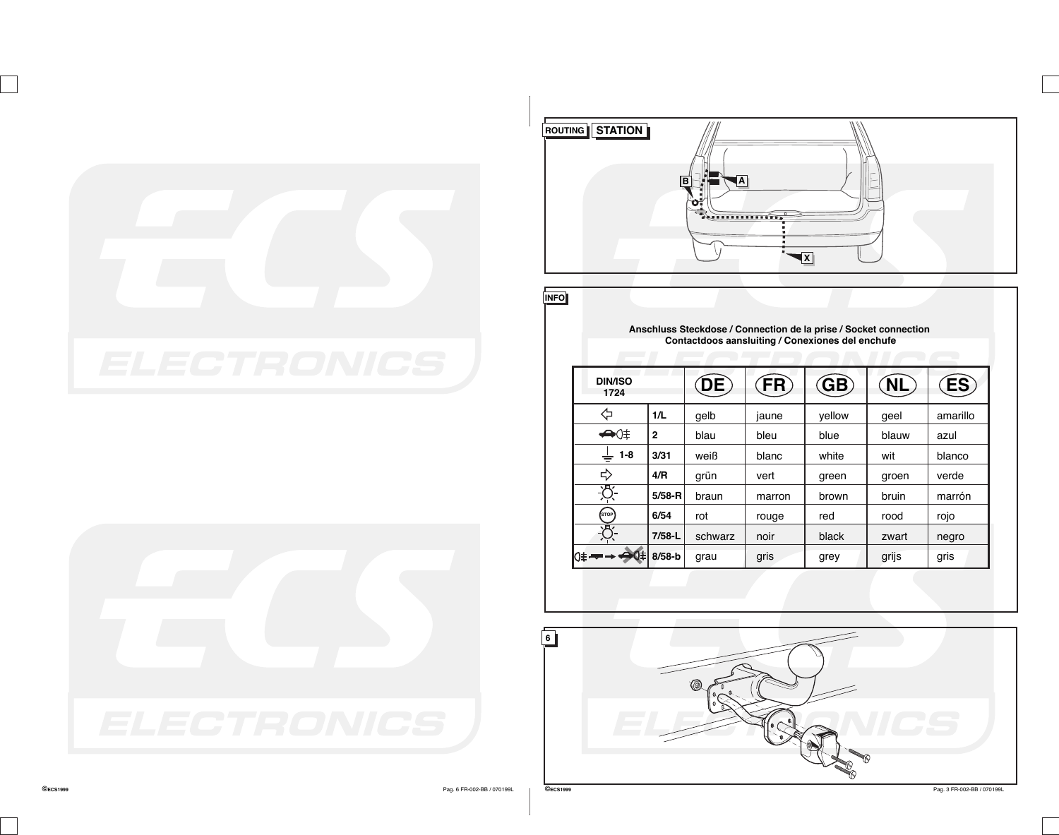ROUTING **STATION**

B A X

INFO

**Anschluss Steckdose / Connection de la prise / Socket connection**
**Contactdoos aansluiting / Conexiones del enchufe**

| DIN/ISO 1724 | | DE | FR | GB | NL | ES |
|---|---|---|---|---|---|---|
| ⇦ | 1/L | gelb | jaune | yellow | geel | amarillo |
| | 2 | blau | bleu | blue | blauw | azul |
| ⏚ 1-8 | 3/31 | weiß | blanc | white | wit | blanco |
| ⇨ | 4/R | grün | vert | green | groen | verde |
| | 5/58-R | braun | marron | brown | bruin | marrón |
| STOP | 6/54 | rot | rouge | red | rood | rojo |
| | 7/58-L | schwarz | noir | black | zwart | negro |
| | 8/58-b | grau | gris | grey | grijs | gris |

6

©ECS1999

©ECS1999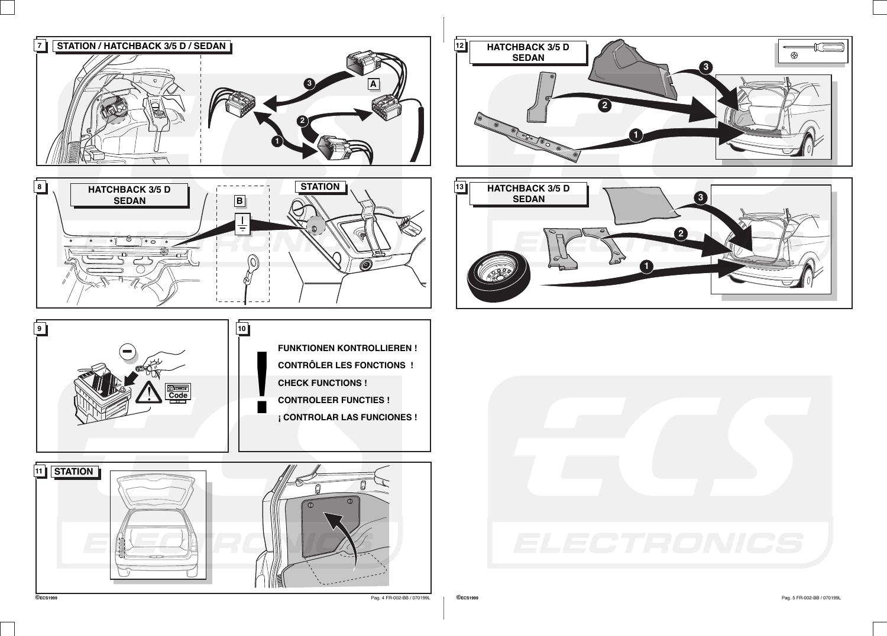7 STATION / HATCHBACK 3/5 D / SEDAN

A

8 HATCHBACK 3/5 D SEDAN

B

STATION

9

Code

10

FUNKTIONEN KONTROLLIEREN !

CONTRÔLER LES FONCTIONS !

CHECK FUNCTIONS !

CONTROLEER FUNCTIES !

¡ CONTROLAR LAS FUNCIONES !

11 STATION

12 HATCHBACK 3/5 D SEDAN

13 HATCHBACK 3/5 D SEDAN

©ECS1999